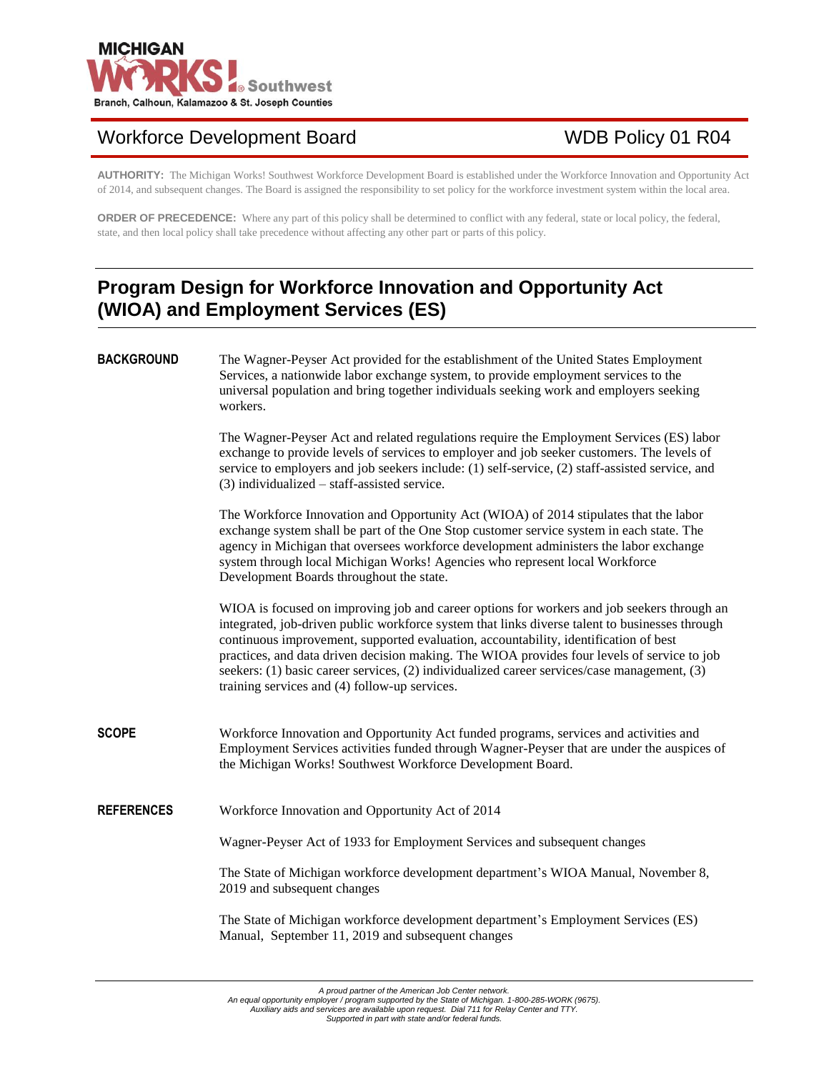MICHIGAN WORKS! Southwest
Branch, Calhoun, Kalamazoo & St. Joseph Counties

Workforce Development Board | WDB Policy 01 R04

**AUTHORITY:** The Michigan Works! Southwest Workforce Development Board is established under the Workforce Innovation and Opportunity Act of 2014, and subsequent changes. The Board is assigned the responsibility to set policy for the workforce investment system within the local area.

**ORDER OF PRECEDENCE:** Where any part of this policy shall be determined to conflict with any federal, state or local policy, the federal, state, and then local policy shall take precedence without affecting any other part or parts of this policy.

# Program Design for Workforce Innovation and Opportunity Act (WIOA) and Employment Services (ES)

**BACKGROUND**

The Wagner-Peyser Act provided for the establishment of the United States Employment Services, a nationwide labor exchange system, to provide employment services to the universal population and bring together individuals seeking work and employers seeking workers.

The Wagner-Peyser Act and related regulations require the Employment Services (ES) labor exchange to provide levels of services to employer and job seeker customers. The levels of service to employers and job seekers include: (1) self-service, (2) staff-assisted service, and (3) individualized – staff-assisted service.

The Workforce Innovation and Opportunity Act (WIOA) of 2014 stipulates that the labor exchange system shall be part of the One Stop customer service system in each state. The agency in Michigan that oversees workforce development administers the labor exchange system through local Michigan Works! Agencies who represent local Workforce Development Boards throughout the state.

WIOA is focused on improving job and career options for workers and job seekers through an integrated, job-driven public workforce system that links diverse talent to businesses through continuous improvement, supported evaluation, accountability, identification of best practices, and data driven decision making. The WIOA provides four levels of service to job seekers: (1) basic career services, (2) individualized career services/case management, (3) training services and (4) follow-up services.

**SCOPE**

Workforce Innovation and Opportunity Act funded programs, services and activities and Employment Services activities funded through Wagner-Peyser that are under the auspices of the Michigan Works! Southwest Workforce Development Board.

**REFERENCES**

Workforce Innovation and Opportunity Act of 2014

Wagner-Peyser Act of 1933 for Employment Services and subsequent changes

The State of Michigan workforce development department's WIOA Manual, November 8, 2019 and subsequent changes

The State of Michigan workforce development department's Employment Services (ES) Manual, September 11, 2019 and subsequent changes

*A proud partner of the American Job Center network.*
*An equal opportunity employer / program supported by the State of Michigan. 1-800-285-WORK (9675).*
*Auxiliary aids and services are available upon request. Dial 711 for Relay Center and TTY.*
*Supported in part with state and/or federal funds.*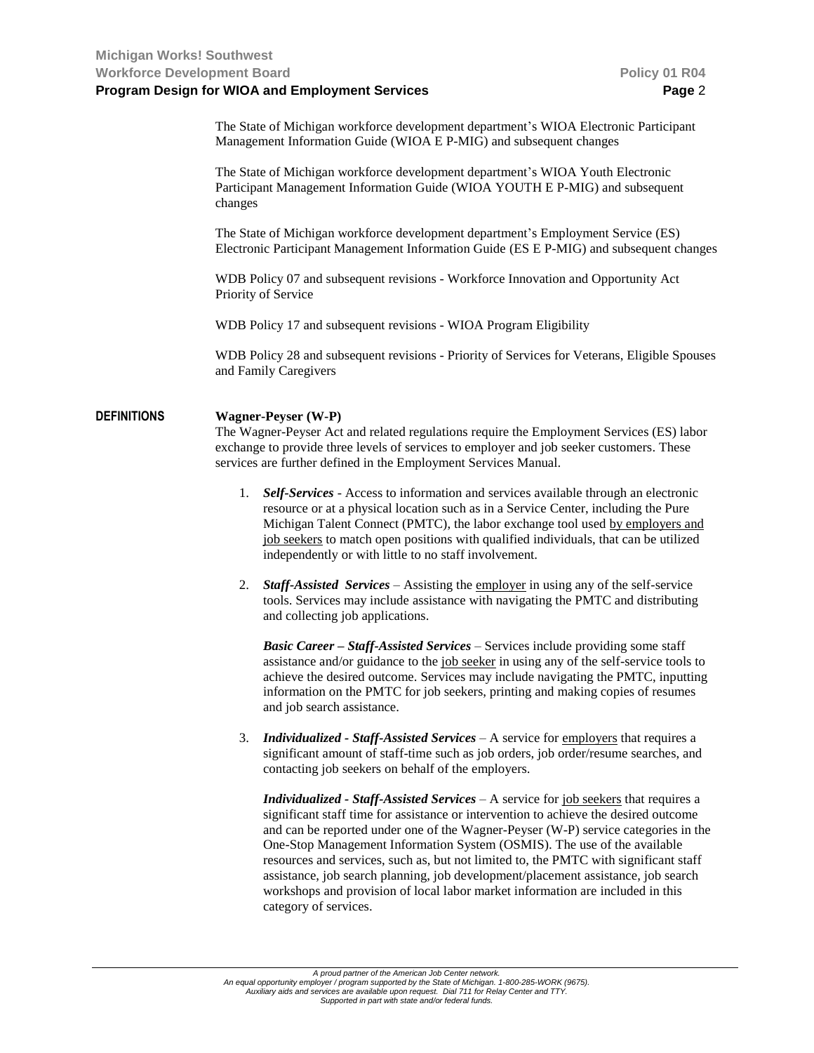The State of Michigan workforce development department's WIOA Electronic Participant Management Information Guide (WIOA E P-MIG) and subsequent changes

The State of Michigan workforce development department's WIOA Youth Electronic Participant Management Information Guide (WIOA YOUTH E P-MIG) and subsequent changes

The State of Michigan workforce development department's Employment Service (ES) Electronic Participant Management Information Guide (ES E P-MIG) and subsequent changes

WDB Policy 07 and subsequent revisions - Workforce Innovation and Opportunity Act Priority of Service

WDB Policy 17 and subsequent revisions - WIOA Program Eligibility

WDB Policy 28 and subsequent revisions - Priority of Services for Veterans, Eligible Spouses and Family Caregivers

## DEFINITIONS

**Wagner-Peyser (W-P)**

The Wagner-Peyser Act and related regulations require the Employment Services (ES) labor exchange to provide three levels of services to employer and job seeker customers. These services are further defined in the Employment Services Manual.

1. ***Self-Services*** - Access to information and services available through an electronic resource or at a physical location such as in a Service Center, including the Pure Michigan Talent Connect (PMTC), the labor exchange tool used by employers and job seekers to match open positions with qualified individuals, that can be utilized independently or with little to no staff involvement.

2. ***Staff-Assisted Services*** – Assisting the employer in using any of the self-service tools. Services may include assistance with navigating the PMTC and distributing and collecting job applications.

   ***Basic Career – Staff-Assisted Services*** – Services include providing some staff assistance and/or guidance to the job seeker in using any of the self-service tools to achieve the desired outcome. Services may include navigating the PMTC, inputting information on the PMTC for job seekers, printing and making copies of resumes and job search assistance.

3. ***Individualized - Staff-Assisted Services*** – A service for employers that requires a significant amount of staff-time such as job orders, job order/resume searches, and contacting job seekers on behalf of the employers.

   ***Individualized - Staff-Assisted Services*** – A service for job seekers that requires a significant staff time for assistance or intervention to achieve the desired outcome and can be reported under one of the Wagner-Peyser (W-P) service categories in the One-Stop Management Information System (OSMIS). The use of the available resources and services, such as, but not limited to, the PMTC with significant staff assistance, job search planning, job development/placement assistance, job search workshops and provision of local labor market information are included in this category of services.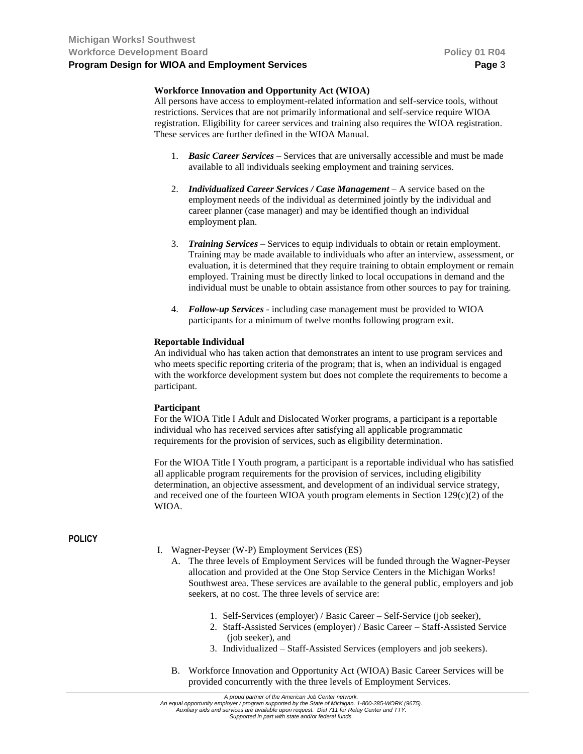**Workforce Innovation and Opportunity Act (WIOA)**
All persons have access to employment-related information and self-service tools, without restrictions. Services that are not primarily informational and self-service require WIOA registration. Eligibility for career services and training also requires the WIOA registration. These services are further defined in the WIOA Manual.

1. ***Basic Career Services*** – Services that are universally accessible and must be made available to all individuals seeking employment and training services.

2. ***Individualized Career Services / Case Management*** – A service based on the employment needs of the individual as determined jointly by the individual and career planner (case manager) and may be identified though an individual employment plan.

3. ***Training Services*** – Services to equip individuals to obtain or retain employment. Training may be made available to individuals who after an interview, assessment, or evaluation, it is determined that they require training to obtain employment or remain employed. Training must be directly linked to local occupations in demand and the individual must be unable to obtain assistance from other sources to pay for training.

4. ***Follow-up Services*** - including case management must be provided to WIOA participants for a minimum of twelve months following program exit.

**Reportable Individual**
An individual who has taken action that demonstrates an intent to use program services and who meets specific reporting criteria of the program; that is, when an individual is engaged with the workforce development system but does not complete the requirements to become a participant.

**Participant**
For the WIOA Title I Adult and Dislocated Worker programs, a participant is a reportable individual who has received services after satisfying all applicable programmatic requirements for the provision of services, such as eligibility determination.

For the WIOA Title I Youth program, a participant is a reportable individual who has satisfied all applicable program requirements for the provision of services, including eligibility determination, an objective assessment, and development of an individual service strategy, and received one of the fourteen WIOA youth program elements in Section 129(c)(2) of the WIOA.

## POLICY

I. Wagner-Peyser (W-P) Employment Services (ES)
   A. The three levels of Employment Services will be funded through the Wagner-Peyser allocation and provided at the One Stop Service Centers in the Michigan Works! Southwest area. These services are available to the general public, employers and job seekers, at no cost. The three levels of service are:

      1. Self-Services (employer) / Basic Career – Self-Service (job seeker),
      2. Staff-Assisted Services (employer) / Basic Career – Staff-Assisted Service (job seeker), and
      3. Individualized – Staff-Assisted Services (employers and job seekers).

   B. Workforce Innovation and Opportunity Act (WIOA) Basic Career Services will be provided concurrently with the three levels of Employment Services.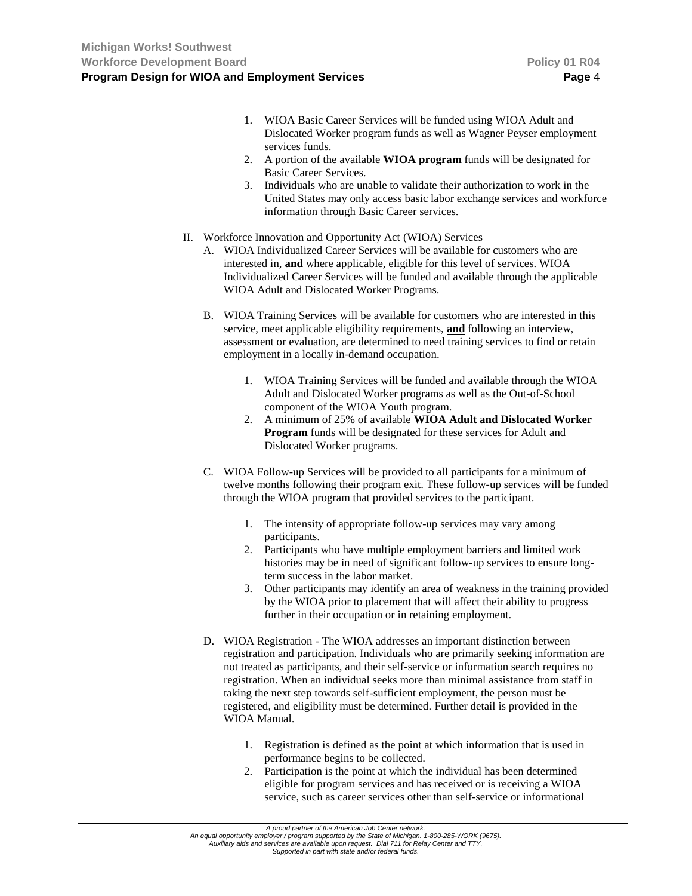1. WIOA Basic Career Services will be funded using WIOA Adult and Dislocated Worker program funds as well as Wagner Peyser employment services funds.
2. A portion of the available **WIOA program** funds will be designated for Basic Career Services.
3. Individuals who are unable to validate their authorization to work in the United States may only access basic labor exchange services and workforce information through Basic Career services.

II. Workforce Innovation and Opportunity Act (WIOA) Services

A. WIOA Individualized Career Services will be available for customers who are interested in, **and** where applicable, eligible for this level of services. WIOA Individualized Career Services will be funded and available through the applicable WIOA Adult and Dislocated Worker Programs.

B. WIOA Training Services will be available for customers who are interested in this service, meet applicable eligibility requirements, **and** following an interview, assessment or evaluation, are determined to need training services to find or retain employment in a locally in-demand occupation.

1. WIOA Training Services will be funded and available through the WIOA Adult and Dislocated Worker programs as well as the Out-of-School component of the WIOA Youth program.
2. A minimum of 25% of available **WIOA Adult and Dislocated Worker Program** funds will be designated for these services for Adult and Dislocated Worker programs.

C. WIOA Follow-up Services will be provided to all participants for a minimum of twelve months following their program exit. These follow-up services will be funded through the WIOA program that provided services to the participant.

1. The intensity of appropriate follow-up services may vary among participants.
2. Participants who have multiple employment barriers and limited work histories may be in need of significant follow-up services to ensure long-term success in the labor market.
3. Other participants may identify an area of weakness in the training provided by the WIOA prior to placement that will affect their ability to progress further in their occupation or in retaining employment.

D. WIOA Registration - The WIOA addresses an important distinction between registration and participation. Individuals who are primarily seeking information are not treated as participants, and their self-service or information search requires no registration. When an individual seeks more than minimal assistance from staff in taking the next step towards self-sufficient employment, the person must be registered, and eligibility must be determined. Further detail is provided in the WIOA Manual.

1. Registration is defined as the point at which information that is used in performance begins to be collected.
2. Participation is the point at which the individual has been determined eligible for program services and has received or is receiving a WIOA service, such as career services other than self-service or informational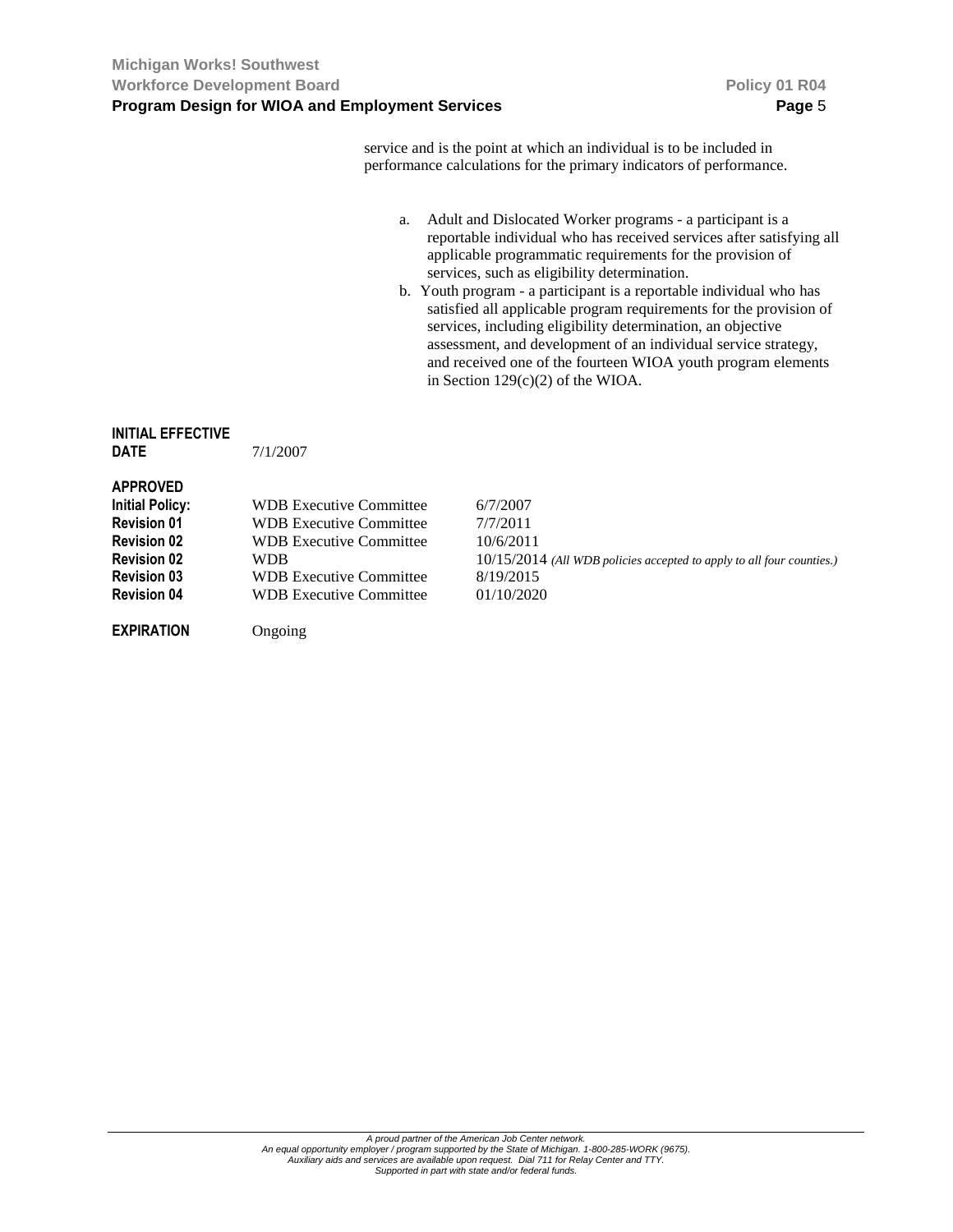service and is the point at which an individual is to be included in performance calculations for the primary indicators of performance.

a. Adult and Dislocated Worker programs - a participant is a reportable individual who has received services after satisfying all applicable programmatic requirements for the provision of services, such as eligibility determination.

b. Youth program - a participant is a reportable individual who has satisfied all applicable program requirements for the provision of services, including eligibility determination, an objective assessment, and development of an individual service strategy, and received one of the fourteen WIOA youth program elements in Section 129(c)(2) of the WIOA.

**INITIAL EFFECTIVE DATE** 7/1/2007

**APPROVED**

| | | |
|---|---|---|
| **Initial Policy:** | WDB Executive Committee | 6/7/2007 |
| **Revision 01** | WDB Executive Committee | 7/7/2011 |
| **Revision 02** | WDB Executive Committee | 10/6/2011 |
| **Revision 02** | WDB | 10/15/2014 *(All WDB policies accepted to apply to all four counties.)* |
| **Revision 03** | WDB Executive Committee | 8/19/2015 |
| **Revision 04** | WDB Executive Committee | 01/10/2020 |

**EXPIRATION** Ongoing

*A proud partner of the American Job Center network.*
*An equal opportunity employer / program supported by the State of Michigan. 1-800-285-WORK (9675).*
*Auxiliary aids and services are available upon request. Dial 711 for Relay Center and TTY.*
*Supported in part with state and/or federal funds.*